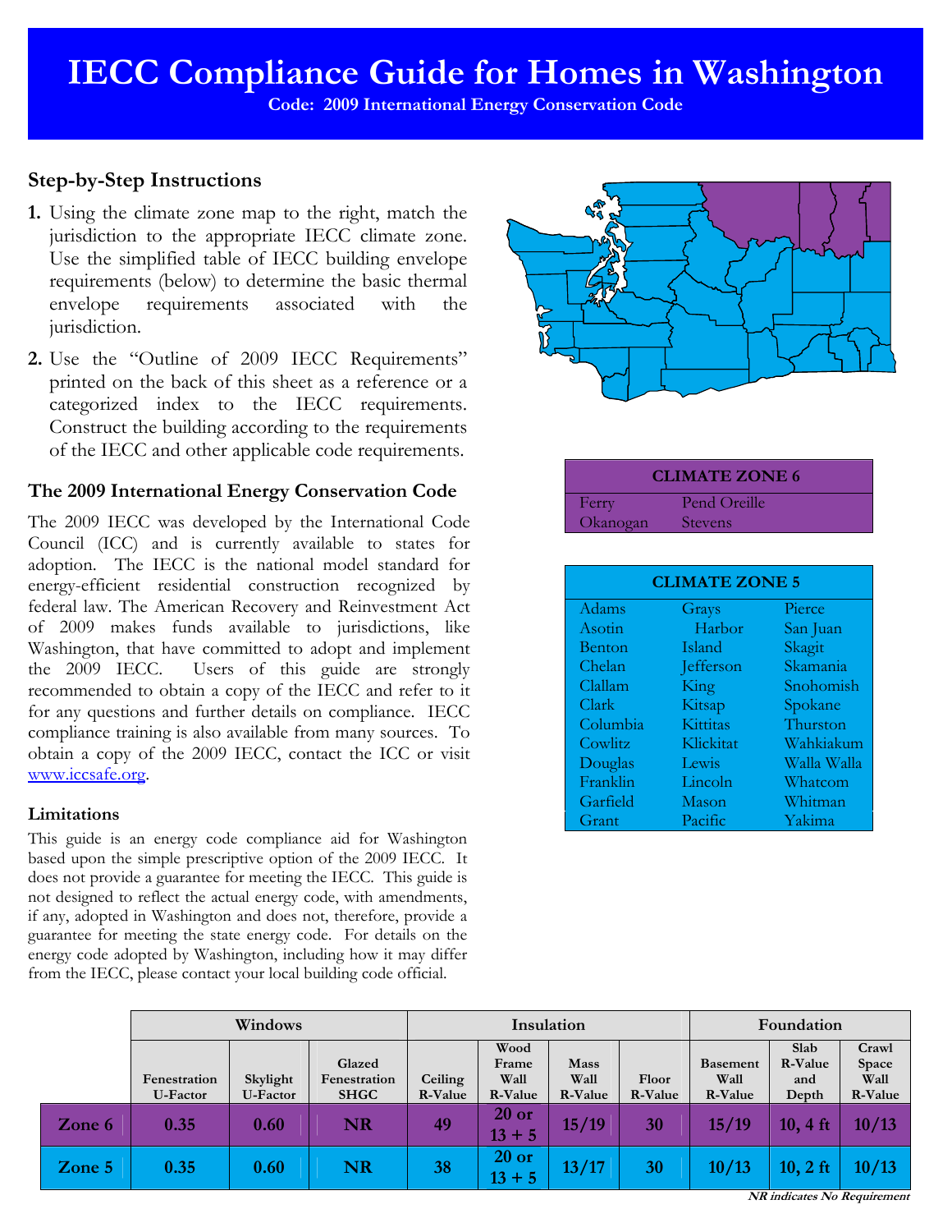# IECC Compliance Guide for Homes in Washington

**Code: 2009 International Energy Conservation Code**

## Step-by-Step Instructions

1. Using the climate zone map to the right, match the jurisdiction to the appropriate IECC climate zone. Use the simplified table of IECC building envelope requirements (below) to determine the basic thermal envelope requirements associated with the jurisdiction.
2. Use the "Outline of 2009 IECC Requirements" printed on the back of this sheet as a reference or a categorized index to the IECC requirements. Construct the building according to the requirements of the IECC and other applicable code requirements.

| CLIMATE ZONE 6 | |
|---|---|
| Ferry | Pend Oreille |
| Okanogan | Stevens |

| CLIMATE ZONE 5 | | |
|---|---|---|
| Adams | Grays Harbor | Pierce |
| Asotin | Island | San Juan |
| Benton | Jefferson | Skagit |
| Chelan | King | Skamania |
| Clallam | Kitsap | Snohomish |
| Clark | Kittitas | Spokane |
| Columbia | Klickitat | Thurston |
| Cowlitz | Lewis | Wahkiakum |
| Douglas | Lincoln | Walla Walla |
| Franklin | Mason | Whatcom |
| Garfield | Pacific | Whitman |
| Grant | | Yakima |

## The 2009 International Energy Conservation Code

The 2009 IECC was developed by the International Code Council (ICC) and is currently available to states for adoption. The IECC is the national model standard for energy-efficient residential construction recognized by federal law. The American Recovery and Reinvestment Act of 2009 makes funds available to jurisdictions, like Washington, that have committed to adopt and implement the 2009 IECC. Users of this guide are strongly recommended to obtain a copy of the IECC and refer to it for any questions and further details on compliance. IECC compliance training is also available from many sources. To obtain a copy of the 2009 IECC, contact the ICC or visit www.iccsafe.org.

### Limitations

This guide is an energy code compliance aid for Washington based upon the simple prescriptive option of the 2009 IECC. It does not provide a guarantee for meeting the IECC. This guide is not designed to reflect the actual energy code, with amendments, if any, adopted in Washington and does not, therefore, provide a guarantee for meeting the state energy code. For details on the energy code adopted by Washington, including how it may differ from the IECC, please contact your local building code official.

| | Windows | | | Insulation | | | | Foundation | | |
|---|---|---|---|---|---|---|---|---|---|---|
| | Fenestration U-Factor | Skylight U-Factor | Glazed Fenestration SHGC | Ceiling R-Value | Wood Frame Wall R-Value | Mass Wall R-Value | Floor R-Value | Basement Wall R-Value | Slab R-Value and Depth | Crawl Space Wall R-Value |
| **Zone 6** | **0.35** | **0.60** | **NR** | **49** | **20 or 13 + 5** | **15/19** | **30** | **15/19** | **10, 4 ft** | **10/13** |
| **Zone 5** | **0.35** | **0.60** | **NR** | **38** | **20 or 13 + 5** | **13/17** | **30** | **10/13** | **10, 2 ft** | **10/13** |

***NR indicates No Requirement***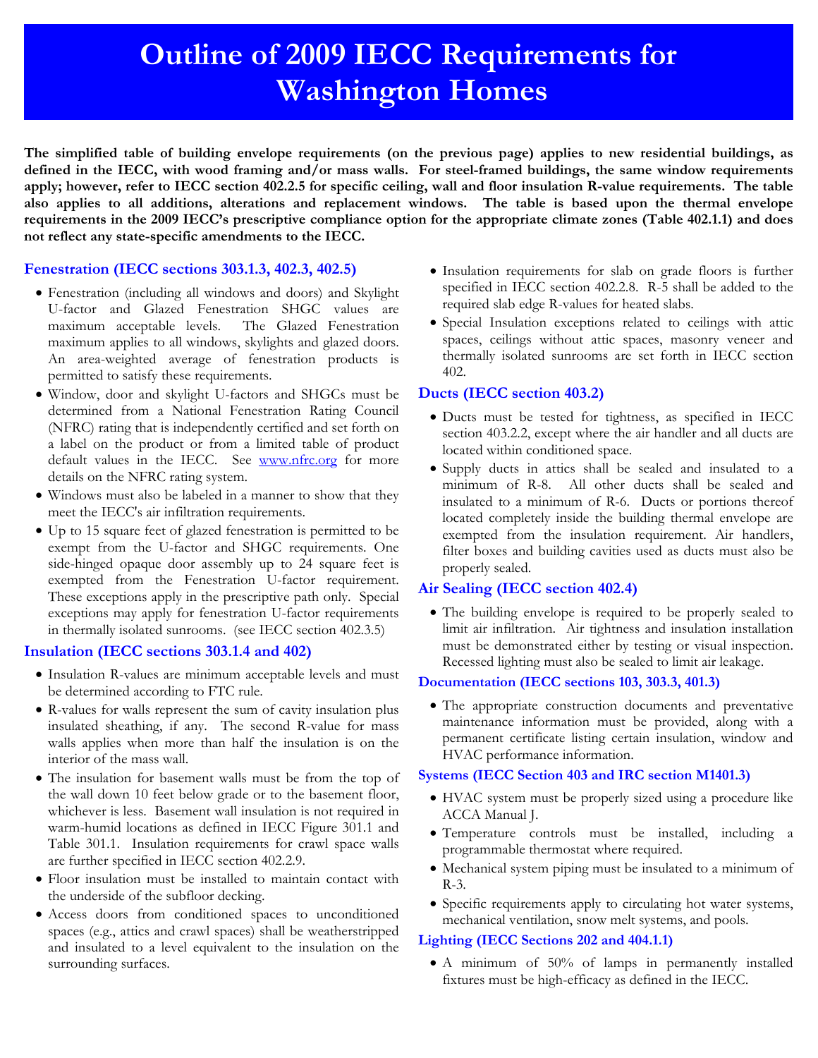# Outline of 2009 IECC Requirements for Washington Homes

**The simplified table of building envelope requirements (on the previous page) applies to new residential buildings, as defined in the IECC, with wood framing and/or mass walls. For steel-framed buildings, the same window requirements apply; however, refer to IECC section 402.2.5 for specific ceiling, wall and floor insulation R-value requirements. The table also applies to all additions, alterations and replacement windows. The table is based upon the thermal envelope requirements in the 2009 IECC's prescriptive compliance option for the appropriate climate zones (Table 402.1.1) and does not reflect any state-specific amendments to the IECC.**

### Fenestration (IECC sections 303.1.3, 402.3, 402.5)

- Fenestration (including all windows and doors) and Skylight U-factor and Glazed Fenestration SHGC values are maximum acceptable levels. The Glazed Fenestration maximum applies to all windows, skylights and glazed doors. An area-weighted average of fenestration products is permitted to satisfy these requirements.
- Window, door and skylight U-factors and SHGCs must be determined from a National Fenestration Rating Council (NFRC) rating that is independently certified and set forth on a label on the product or from a limited table of product default values in the IECC. See www.nfrc.org for more details on the NFRC rating system.
- Windows must also be labeled in a manner to show that they meet the IECC's air infiltration requirements.
- Up to 15 square feet of glazed fenestration is permitted to be exempt from the U-factor and SHGC requirements. One side-hinged opaque door assembly up to 24 square feet is exempted from the Fenestration U-factor requirement. These exceptions apply in the prescriptive path only. Special exceptions may apply for fenestration U-factor requirements in thermally isolated sunrooms. (see IECC section 402.3.5)

### Insulation (IECC sections 303.1.4 and 402)

- Insulation R-values are minimum acceptable levels and must be determined according to FTC rule.
- R-values for walls represent the sum of cavity insulation plus insulated sheathing, if any. The second R-value for mass walls applies when more than half the insulation is on the interior of the mass wall.
- The insulation for basement walls must be from the top of the wall down 10 feet below grade or to the basement floor, whichever is less. Basement wall insulation is not required in warm-humid locations as defined in IECC Figure 301.1 and Table 301.1. Insulation requirements for crawl space walls are further specified in IECC section 402.2.9.
- Floor insulation must be installed to maintain contact with the underside of the subfloor decking.
- Access doors from conditioned spaces to unconditioned spaces (e.g., attics and crawl spaces) shall be weatherstripped and insulated to a level equivalent to the insulation on the surrounding surfaces.
- Insulation requirements for slab on grade floors is further specified in IECC section 402.2.8. R-5 shall be added to the required slab edge R-values for heated slabs.
- Special Insulation exceptions related to ceilings with attic spaces, ceilings without attic spaces, masonry veneer and thermally isolated sunrooms are set forth in IECC section 402.

### Ducts (IECC section 403.2)

- Ducts must be tested for tightness, as specified in IECC section 403.2.2, except where the air handler and all ducts are located within conditioned space.
- Supply ducts in attics shall be sealed and insulated to a minimum of R-8. All other ducts shall be sealed and insulated to a minimum of R-6. Ducts or portions thereof located completely inside the building thermal envelope are exempted from the insulation requirement. Air handlers, filter boxes and building cavities used as ducts must also be properly sealed.

### Air Sealing (IECC section 402.4)

- The building envelope is required to be properly sealed to limit air infiltration. Air tightness and insulation installation must be demonstrated either by testing or visual inspection. Recessed lighting must also be sealed to limit air leakage.

### Documentation (IECC sections 103, 303.3, 401.3)

- The appropriate construction documents and preventative maintenance information must be provided, along with a permanent certificate listing certain insulation, window and HVAC performance information.

### Systems (IECC Section 403 and IRC section M1401.3)

- HVAC system must be properly sized using a procedure like ACCA Manual J.
- Temperature controls must be installed, including a programmable thermostat where required.
- Mechanical system piping must be insulated to a minimum of R-3.
- Specific requirements apply to circulating hot water systems, mechanical ventilation, snow melt systems, and pools.

### Lighting (IECC Sections 202 and 404.1.1)

- A minimum of 50% of lamps in permanently installed fixtures must be high-efficacy as defined in the IECC.